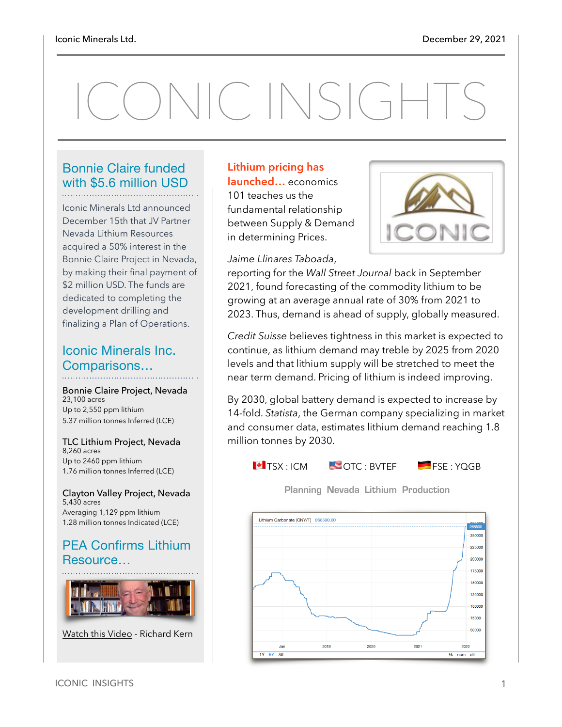# ICONIC INSIGHTS

## Bonnie Claire funded with $5.6 million USD

Iconic Minerals Ltd announced December 15th that JV Partner Nevada Lithium Resources acquired a 50% interest in the Bonnie Claire Project in Nevada, by making their final payment of $2 million USD. The funds are dedicated to completing the development drilling and finalizing a Plan of Operations.

## Iconic Minerals Inc. Comparisons…

**Bonnie Claire Project, Nevada**
23,100 acres
Up to 2,550 ppm lithium
5.37 million tonnes Inferred (LCE)

**TLC Lithium Project, Nevada**
8,260 acres
Up to 2460 ppm lithium
1.76 million tonnes Inferred (LCE)

**Clayton Valley Project, Nevada**
5,430 acres
Averaging 1,129 ppm lithium
1.28 million tonnes Indicated (LCE)

## PEA Confirms Lithium Resource…

Watch this Video - Richard Kern

**Lithium pricing has launched…** economics 101 teaches us the fundamental relationship between Supply & Demand in determining Prices.

*Jaime Llinares Taboada*, reporting for the *Wall Street Journal* back in September 2021, found forecasting of the commodity lithium to be growing at an average annual rate of 30% from 2021 to 2023. Thus, demand is ahead of supply, globally measured.

*Credit Suisse* believes tightness in this market is expected to continue, as lithium demand may treble by 2025 from 2020 levels and that lithium supply will be stretched to meet the near term demand. Pricing of lithium is indeed improving.

By 2030, global battery demand is expected to increase by 14-fold. *Statista*, the German company specializing in market and consumer data, estimates lithium demand reaching 1.8 million tonnes by 2030.

TSX : ICM  OTC : BVTEF  FSE : YQGB

**Planning Nevada Lithium Production**

Lithium Carbonate (CNY/T) 268500.00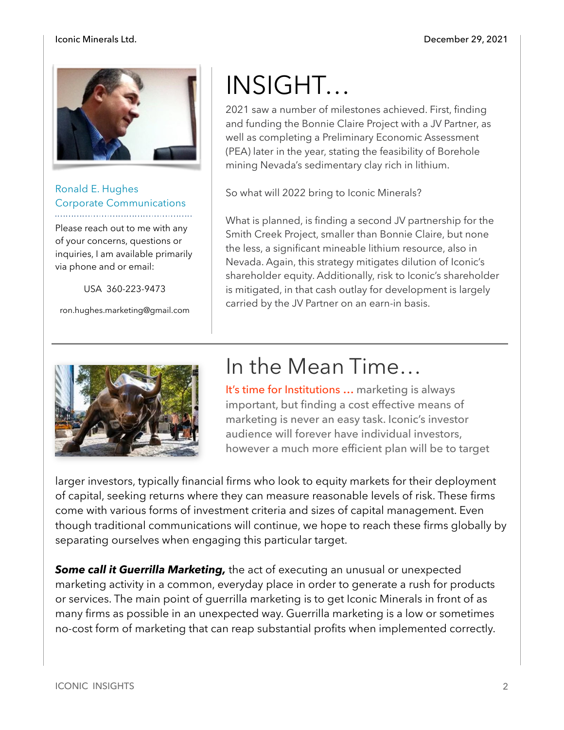Ronald E. Hughes
Corporate Communications

Please reach out to me with any of your concerns, questions or inquiries, I am available primarily via phone and or email:

USA 360-223-9473

ron.hughes.marketing@gmail.com

# INSIGHT…

2021 saw a number of milestones achieved. First, finding and funding the Bonnie Claire Project with a JV Partner, as well as completing a Preliminary Economic Assessment (PEA) later in the year, stating the feasibility of Borehole mining Nevada's sedimentary clay rich in lithium.

So what will 2022 bring to Iconic Minerals?

What is planned, is finding a second JV partnership for the Smith Creek Project, smaller than Bonnie Claire, but none the less, a significant mineable lithium resource, also in Nevada. Again, this strategy mitigates dilution of Iconic's shareholder equity. Additionally, risk to Iconic's shareholder is mitigated, in that cash outlay for development is largely carried by the JV Partner on an earn-in basis.

# In the Mean Time…

It's time for Institutions … marketing is always important, but finding a cost effective means of marketing is never an easy task. Iconic's investor audience will forever have individual investors, however a much more efficient plan will be to target larger investors, typically financial firms who look to equity markets for their deployment of capital, seeking returns where they can measure reasonable levels of risk. These firms come with various forms of investment criteria and sizes of capital management. Even though traditional communications will continue, we hope to reach these firms globally by separating ourselves when engaging this particular target.

***Some call it Guerrilla Marketing,*** the act of executing an unusual or unexpected marketing activity in a common, everyday place in order to generate a rush for products or services. The main point of guerrilla marketing is to get Iconic Minerals in front of as many firms as possible in an unexpected way. Guerrilla marketing is a low or sometimes no-cost form of marketing that can reap substantial profits when implemented correctly.